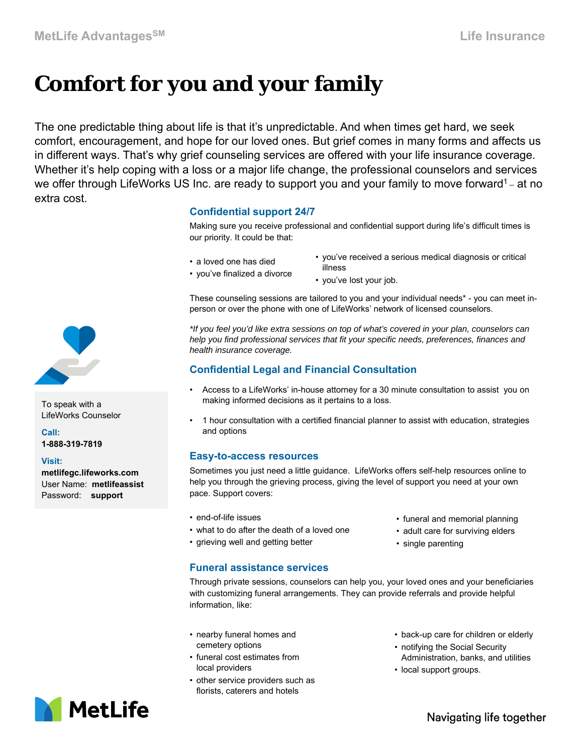MetLife Advantages[SM] Life Insurance

# Comfort for you and your family

The one predictable thing about life is that it's unpredictable. And when times get hard, we seek comfort, encouragement, and hope for our loved ones. But grief comes in many forms and affects us in different ways. That's why grief counseling services are offered with your life insurance coverage. Whether it's help coping with a loss or a major life change, the professional counselors and services we offer through LifeWorks US Inc. are ready to support you and your family to move forward[1] – at no extra cost.

## Confidential support 24/7

Making sure you receive professional and confidential support during life's difficult times is our priority. It could be that:

- a loved one has died
- you've finalized a divorce
- you've received a serious medical diagnosis or critical illness
- you've lost your job.

These counseling sessions are tailored to you and your individual needs* - you can meet in-person or over the phone with one of LifeWorks' network of licensed counselors.

*If you feel you'd like extra sessions on top of what's covered in your plan, counselors can help you find professional services that fit your specific needs, preferences, finances and health insurance coverage.*

To speak with a LifeWorks Counselor

**Call:**
**1-888-319-7819**

**Visit:**
**metlifegc.lifeworks.com**
User Name: **metlifeassist**
Password: **support**

## Confidential Legal and Financial Consultation

- Access to a LifeWorks' in-house attorney for a 30 minute consultation to assist you on making informed decisions as it pertains to a loss.
- 1 hour consultation with a certified financial planner to assist with education, strategies and options

## Easy-to-access resources

Sometimes you just need a little guidance. LifeWorks offers self-help resources online to help you through the grieving process, giving the level of support you need at your own pace. Support covers:

- end-of-life issues
- what to do after the death of a loved one
- grieving well and getting better
- funeral and memorial planning
- adult care for surviving elders
- single parenting

## Funeral assistance services

Through private sessions, counselors can help you, your loved ones and your beneficiaries with customizing funeral arrangements. They can provide referrals and provide helpful information, like:

- nearby funeral homes and cemetery options
- funeral cost estimates from local providers
- other service providers such as florists, caterers and hotels
- back-up care for children or elderly
- notifying the Social Security Administration, banks, and utilities
- local support groups.

MetLife

Navigating life together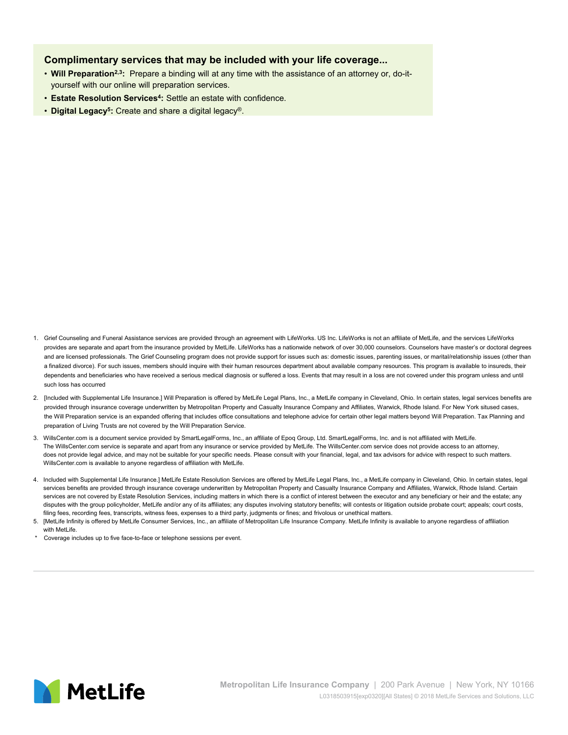### Complimentary services that may be included with your life coverage...

- **Will Preparation[2,3]:** Prepare a binding will at any time with the assistance of an attorney or, do-it-yourself with our online will preparation services.
- **Estate Resolution Services[4]:** Settle an estate with confidence.
- **Digital Legacy[5]:** Create and share a digital legacy®.

1. Grief Counseling and Funeral Assistance services are provided through an agreement with LifeWorks. US Inc. LifeWorks is not an affiliate of MetLife, and the services LifeWorks provides are separate and apart from the insurance provided by MetLife. LifeWorks has a nationwide network of over 30,000 counselors. Counselors have master's or doctoral degrees and are licensed professionals. The Grief Counseling program does not provide support for issues such as: domestic issues, parenting issues, or marital/relationship issues (other than a finalized divorce). For such issues, members should inquire with their human resources department about available company resources. This program is available to insureds, their dependents and beneficiaries who have received a serious medical diagnosis or suffered a loss. Events that may result in a loss are not covered under this program unless and until such loss has occurred
2. [Included with Supplemental Life Insurance.] Will Preparation is offered by MetLife Legal Plans, Inc., a MetLife company in Cleveland, Ohio. In certain states, legal services benefits are provided through insurance coverage underwritten by Metropolitan Property and Casualty Insurance Company and Affiliates, Warwick, Rhode Island. For New York sitused cases, the Will Preparation service is an expanded offering that includes office consultations and telephone advice for certain other legal matters beyond Will Preparation. Tax Planning and preparation of Living Trusts are not covered by the Will Preparation Service.
3. WillsCenter.com is a document service provided by SmartLegalForms, Inc., an affiliate of Epoq Group, Ltd. SmartLegalForms, Inc. and is not affiliated with MetLife. The WillsCenter.com service is separate and apart from any insurance or service provided by MetLife. The WillsCenter.com service does not provide access to an attorney, does not provide legal advice, and may not be suitable for your specific needs. Please consult with your financial, legal, and tax advisors for advice with respect to such matters. WillsCenter.com is available to anyone regardless of affiliation with MetLife.
4. Included with Supplemental Life Insurance.] MetLife Estate Resolution Services are offered by MetLife Legal Plans, Inc., a MetLife company in Cleveland, Ohio. In certain states, legal services benefits are provided through insurance coverage underwritten by Metropolitan Property and Casualty Insurance Company and Affiliates, Warwick, Rhode Island. Certain services are not covered by Estate Resolution Services, including matters in which there is a conflict of interest between the executor and any beneficiary or heir and the estate; any disputes with the group policyholder, MetLife and/or any of its affiliates; any disputes involving statutory benefits; will contests or litigation outside probate court; appeals; court costs, filing fees, recording fees, transcripts, witness fees, expenses to a third party, judgments or fines; and frivolous or unethical matters.
5. [MetLife Infinity is offered by MetLife Consumer Services, Inc., an affiliate of Metropolitan Life Insurance Company. MetLife Infinity is available to anyone regardless of affiliation with MetLife.

\* Coverage includes up to five face-to-face or telephone sessions per event.

MetLife

**Metropolitan Life Insurance Company** | 200 Park Avenue | New York, NY 10166

L0318503915[exp0320][All States] © 2018 MetLife Services and Solutions, LLC